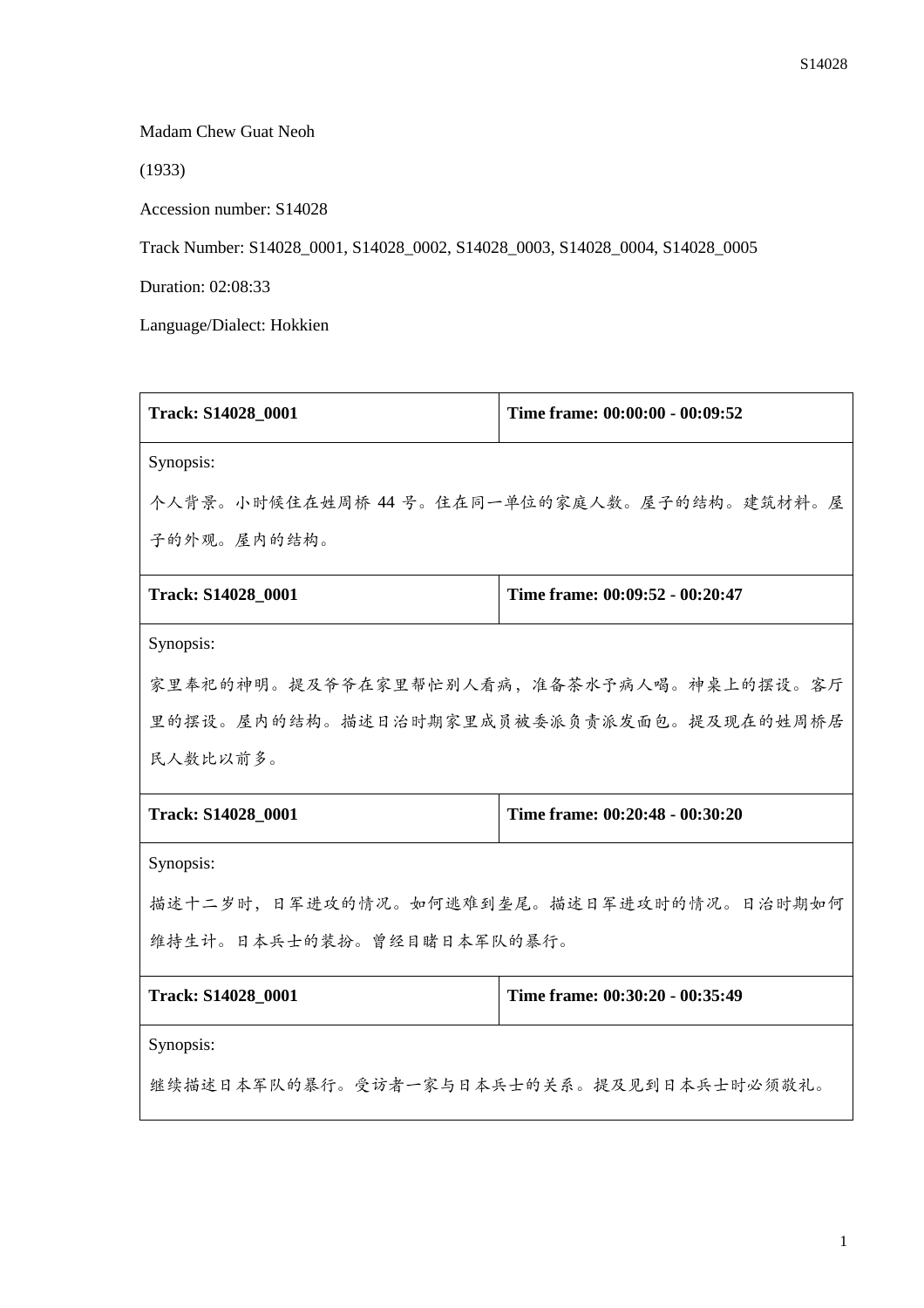Madam Chew Guat Neoh

(1933)

Accession number: S14028

Track Number: S14028_0001, S14028_0002, S14028_0003, S14028_0004, S14028_0005

Duration: 02:08:33

Language/Dialect: Hokkien

| **Track: S14028_0001** | **Time frame: 00:00:00 - 00:09:52** |
|---|---|
| Synopsis:<br>个人背景。小时候住在姓周桥 44 号。住在同一单位的家庭人数。屋子的结构。建筑材料。屋子的外观。屋内的结构。 | |
| **Track: S14028_0001** | **Time frame: 00:09:52 - 00:20:47** |
| Synopsis:<br>家里奉祀的神明。提及爷爷在家里帮忙别人看病，准备茶水予病人喝。神桌上的摆设。客厅里的摆设。屋内的结构。描述日治时期家里成员被委派负责派发面包。提及现在的姓周桥居民人数比以前多。 | |
| **Track: S14028_0001** | **Time frame: 00:20:48 - 00:30:20** |
| Synopsis:<br>描述十二岁时，日军进攻的情况。如何逃难到垄尾。描述日军进攻时的情况。日治时期如何维持生计。日本兵士的装扮。曾经目睹日本军队的暴行。 | |
| **Track: S14028_0001** | **Time frame: 00:30:20 - 00:35:49** |
| Synopsis:<br>继续描述日本军队的暴行。受访者一家与日本兵士的关系。提及见到日本兵士时必须敬礼。 | |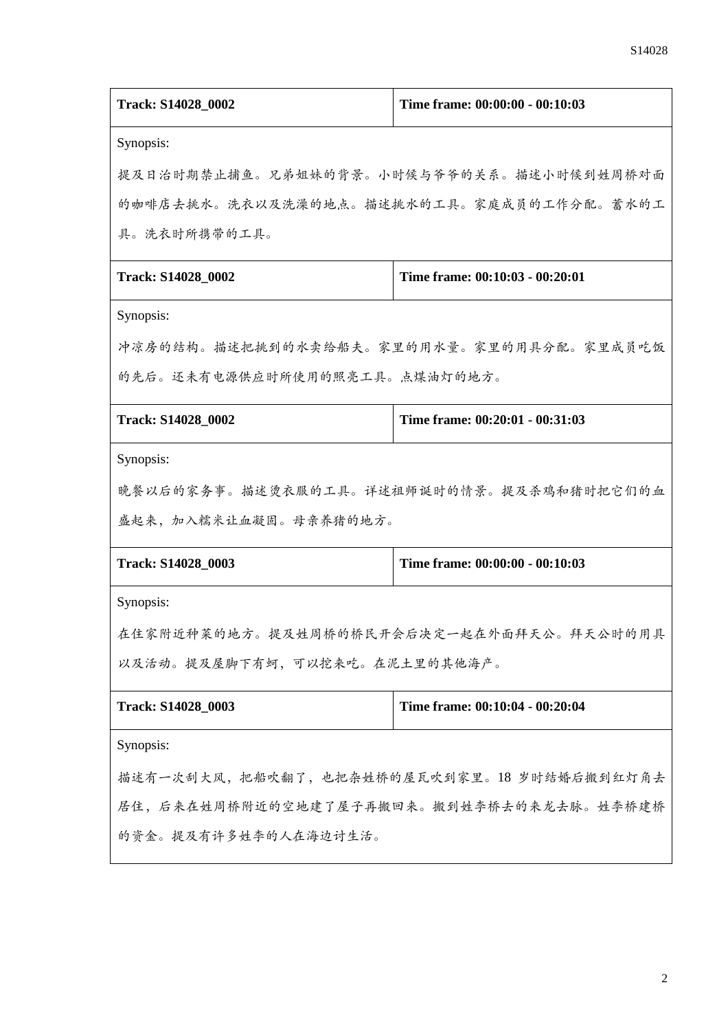| **Track: S14028_0002** | **Time frame: 00:00:00 - 00:10:03** |
|---|---|
| Synopsis:<br>提及日治时期禁止捕鱼。兄弟姐妹的背景。小时候与爷爷的关系。描述小时候到姓周桥对面的咖啡店去挑水。洗衣以及洗澡的地点。描述挑水的工具。家庭成员的工作分配。蓄水的工具。洗衣时所携带的工具。 | |
| **Track: S14028_0002** | **Time frame: 00:10:03 - 00:20:01** |
| Synopsis:<br>冲凉房的结构。描述把挑到的水卖给船夫。家里的用水量。家里的用具分配。家里成员吃饭的先后。还未有电源供应时所使用的照亮工具。点煤油灯的地方。 | |
| **Track: S14028_0002** | **Time frame: 00:20:01 - 00:31:03** |
| Synopsis:<br>晚餐以后的家务事。描述烫衣服的工具。详述祖师诞时的情景。提及杀鸡和猪时把它们的血盛起来，加入糯米让血凝固。母亲养猪的地方。 | |
| **Track: S14028_0003** | **Time frame: 00:00:00 - 00:10:03** |
| Synopsis:<br>在住家附近种菜的地方。提及姓周桥的桥民开会后决定一起在外面拜天公。拜天公时的用具以及活动。提及屋脚下有蚵，可以挖来吃。在泥土里的其他海产。 | |
| **Track: S14028_0003** | **Time frame: 00:10:04 - 00:20:04** |
| Synopsis:<br>描述有一次刮大风，把船吹翻了，也把杂姓桥的屋瓦吹到家里。18 岁时结婚后搬到红灯角去居住，后来在姓周桥附近的空地建了屋子再搬回来。搬到姓李桥去的来龙去脉。姓李桥建桥的资金。提及有许多姓李的人在海边讨生活。 | |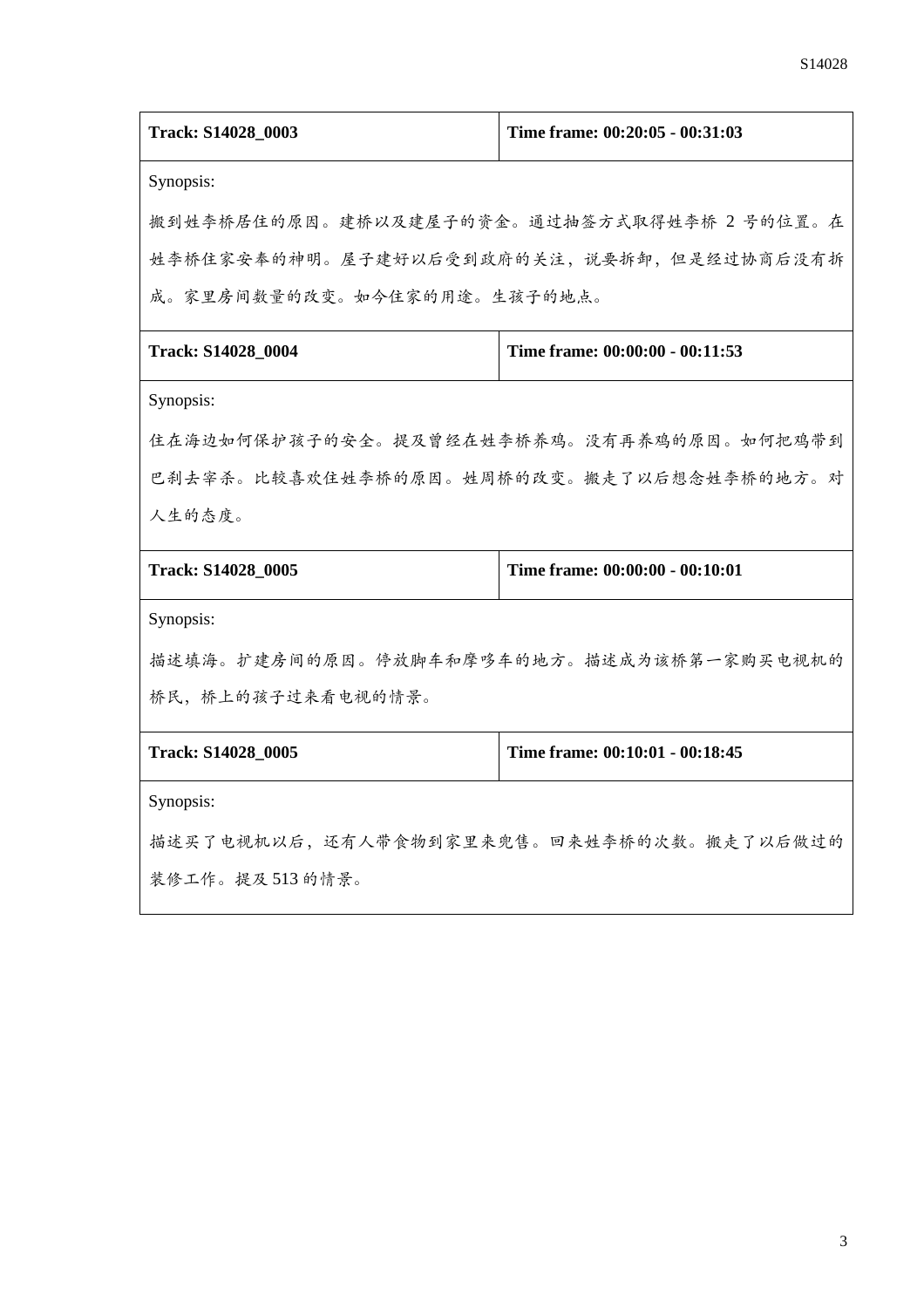| Track: S14028_0003 | Time frame: 00:20:05 - 00:31:03 |
|---|---|
| Synopsis:<br>搬到姓李桥居住的原因。建桥以及建屋子的资金。通过抽签方式取得姓李桥 2 号的位置。在姓李桥住家安奉的神明。屋子建好以后受到政府的关注，说要拆卸，但是经过协商后没有拆成。家里房间数量的改变。如今住家的用途。生孩子的地点。 | |

| Track: S14028_0004 | Time frame: 00:00:00 - 00:11:53 |
|---|---|
| Synopsis:<br>住在海边如何保护孩子的安全。提及曾经在姓李桥养鸡。没有再养鸡的原因。如何把鸡带到巴刹去宰杀。比较喜欢住姓李桥的原因。姓周桥的改变。搬走了以后想念姓李桥的地方。对人生的态度。 | |

| Track: S14028_0005 | Time frame: 00:00:00 - 00:10:01 |
|---|---|
| Synopsis:<br>描述填海。扩建房间的原因。停放脚车和摩哆车的地方。描述成为该桥第一家购买电视机的桥民，桥上的孩子过来看电视的情景。 | |

| Track: S14028_0005 | Time frame: 00:10:01 - 00:18:45 |
|---|---|
| Synopsis:<br>描述买了电视机以后，还有人带食物到家里来兜售。回来姓李桥的次数。搬走了以后做过的装修工作。提及 513 的情景。 | |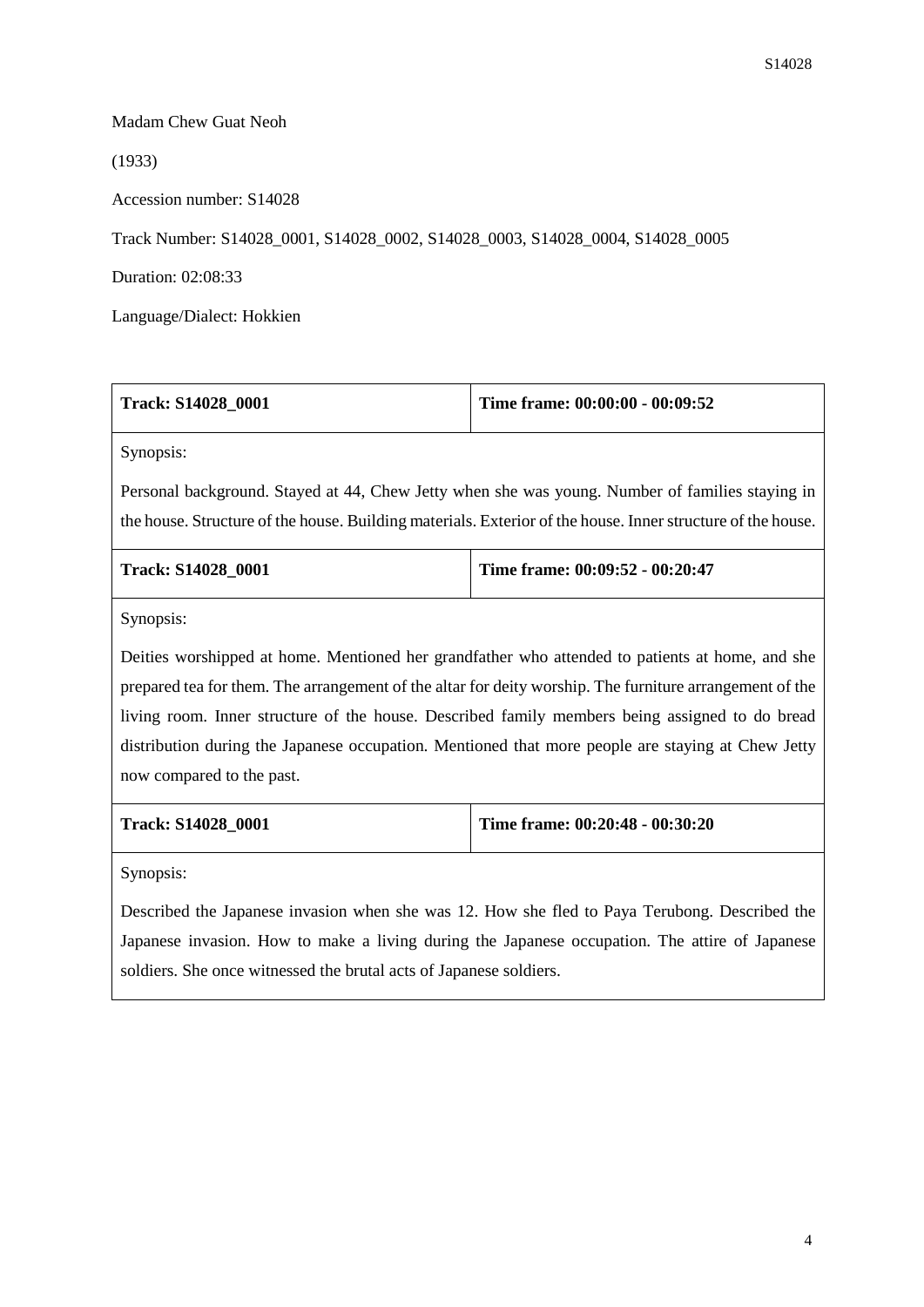Madam Chew Guat Neoh

(1933)

Accession number: S14028

Track Number: S14028_0001, S14028_0002, S14028_0003, S14028_0004, S14028_0005

Duration: 02:08:33

Language/Dialect: Hokkien

| **Track: S14028_0001** | **Time frame: 00:00:00 - 00:09:52** |
|---|---|
| Synopsis: Personal background. Stayed at 44, Chew Jetty when she was young. Number of families staying in the house. Structure of the house. Building materials. Exterior of the house. Inner structure of the house. | |

| **Track: S14028_0001** | **Time frame: 00:09:52 - 00:20:47** |
|---|---|
| Synopsis: Deities worshipped at home. Mentioned her grandfather who attended to patients at home, and she prepared tea for them. The arrangement of the altar for deity worship. The furniture arrangement of the living room. Inner structure of the house. Described family members being assigned to do bread distribution during the Japanese occupation. Mentioned that more people are staying at Chew Jetty now compared to the past. | |

| **Track: S14028_0001** | **Time frame: 00:20:48 - 00:30:20** |
|---|---|
| Synopsis: Described the Japanese invasion when she was 12. How she fled to Paya Terubong. Described the Japanese invasion. How to make a living during the Japanese occupation. The attire of Japanese soldiers. She once witnessed the brutal acts of Japanese soldiers. | |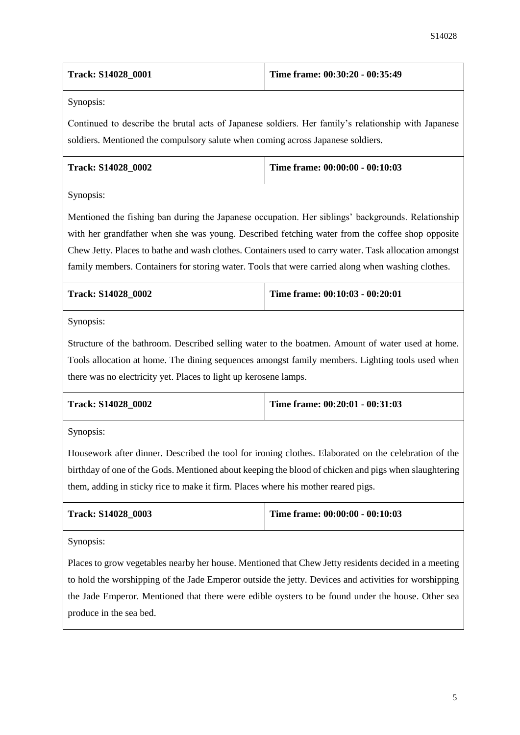| Track: S14028_0001 | Time frame: 00:30:20 - 00:35:49 |
| --- | --- |

Synopsis:

Continued to describe the brutal acts of Japanese soldiers. Her family's relationship with Japanese soldiers. Mentioned the compulsory salute when coming across Japanese soldiers.

| Track: S14028_0002 | Time frame: 00:00:00 - 00:10:03 |
| --- | --- |

Synopsis:

Mentioned the fishing ban during the Japanese occupation. Her siblings' backgrounds. Relationship with her grandfather when she was young. Described fetching water from the coffee shop opposite Chew Jetty. Places to bathe and wash clothes. Containers used to carry water. Task allocation amongst family members. Containers for storing water. Tools that were carried along when washing clothes.

| Track: S14028_0002 | Time frame: 00:10:03 - 00:20:01 |
| --- | --- |

Synopsis:

Structure of the bathroom. Described selling water to the boatmen. Amount of water used at home. Tools allocation at home. The dining sequences amongst family members. Lighting tools used when there was no electricity yet. Places to light up kerosene lamps.

| Track: S14028_0002 | Time frame: 00:20:01 - 00:31:03 |
| --- | --- |

Synopsis:

Housework after dinner. Described the tool for ironing clothes. Elaborated on the celebration of the birthday of one of the Gods. Mentioned about keeping the blood of chicken and pigs when slaughtering them, adding in sticky rice to make it firm. Places where his mother reared pigs.

| Track: S14028_0003 | Time frame: 00:00:00 - 00:10:03 |
| --- | --- |

Synopsis:

Places to grow vegetables nearby her house. Mentioned that Chew Jetty residents decided in a meeting to hold the worshipping of the Jade Emperor outside the jetty. Devices and activities for worshipping the Jade Emperor. Mentioned that there were edible oysters to be found under the house. Other sea produce in the sea bed.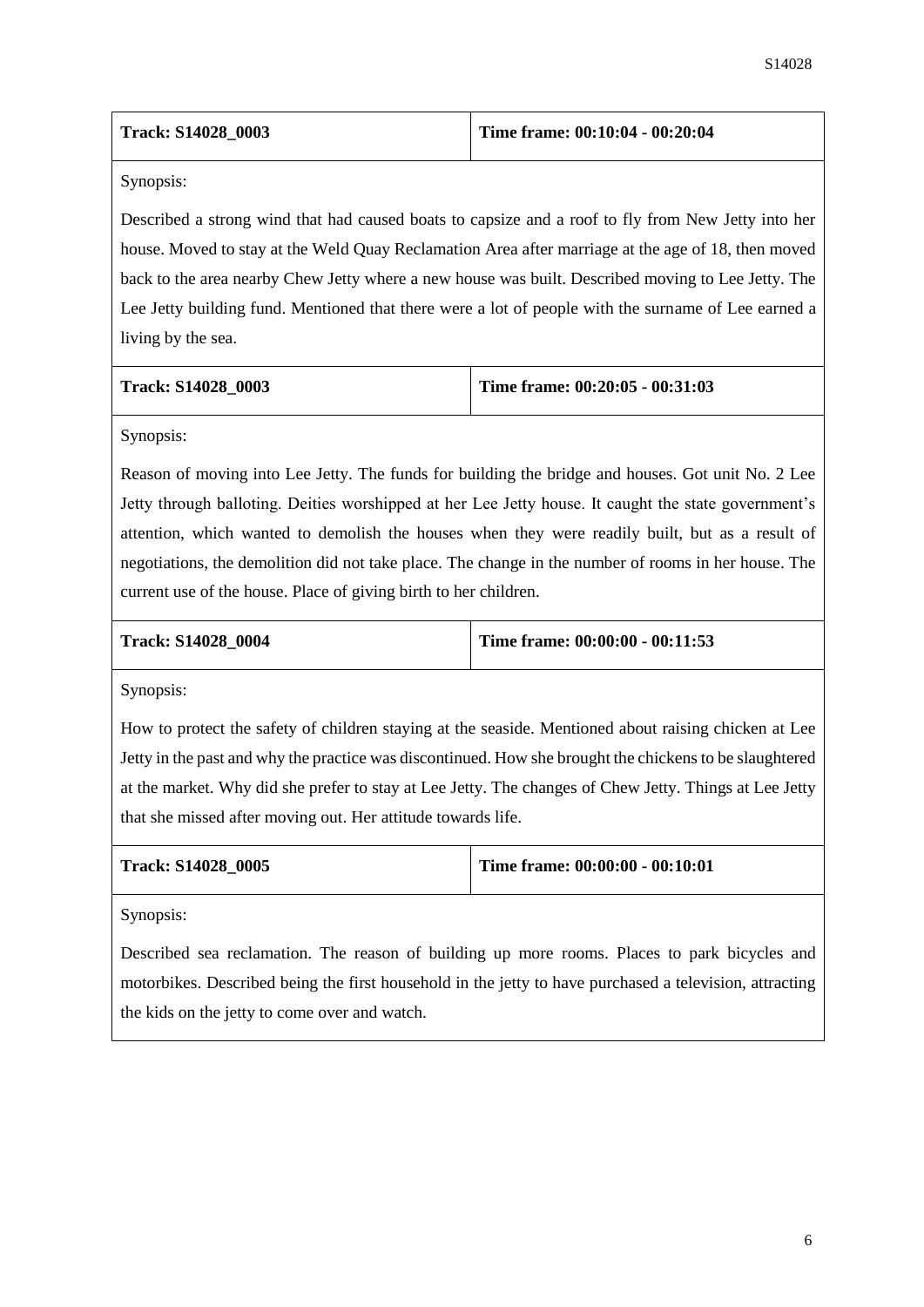| Track: S14028_0003 | Time frame: 00:10:04 - 00:20:04 |
| --- | --- |

Synopsis:

Described a strong wind that had caused boats to capsize and a roof to fly from New Jetty into her house. Moved to stay at the Weld Quay Reclamation Area after marriage at the age of 18, then moved back to the area nearby Chew Jetty where a new house was built. Described moving to Lee Jetty. The Lee Jetty building fund. Mentioned that there were a lot of people with the surname of Lee earned a living by the sea.

| Track: S14028_0003 | Time frame: 00:20:05 - 00:31:03 |
| --- | --- |

Synopsis:

Reason of moving into Lee Jetty. The funds for building the bridge and houses. Got unit No. 2 Lee Jetty through balloting. Deities worshipped at her Lee Jetty house. It caught the state government's attention, which wanted to demolish the houses when they were readily built, but as a result of negotiations, the demolition did not take place. The change in the number of rooms in her house. The current use of the house. Place of giving birth to her children.

| Track: S14028_0004 | Time frame: 00:00:00 - 00:11:53 |
| --- | --- |

Synopsis:

How to protect the safety of children staying at the seaside. Mentioned about raising chicken at Lee Jetty in the past and why the practice was discontinued. How she brought the chickens to be slaughtered at the market. Why did she prefer to stay at Lee Jetty. The changes of Chew Jetty. Things at Lee Jetty that she missed after moving out. Her attitude towards life.

| Track: S14028_0005 | Time frame: 00:00:00 - 00:10:01 |
| --- | --- |

Synopsis:

Described sea reclamation. The reason of building up more rooms. Places to park bicycles and motorbikes. Described being the first household in the jetty to have purchased a television, attracting the kids on the jetty to come over and watch.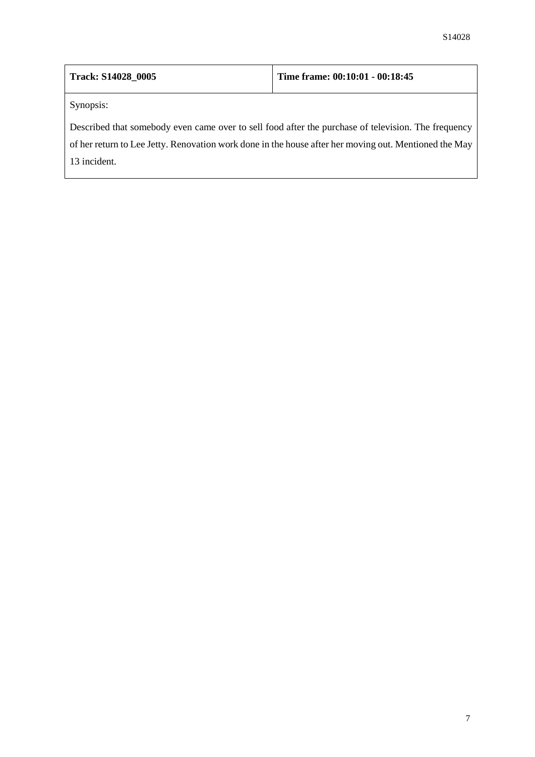| Track: S14028_0005 | Time frame: 00:10:01 - 00:18:45 |
| --- | --- |

Synopsis:

Described that somebody even came over to sell food after the purchase of television. The frequency of her return to Lee Jetty. Renovation work done in the house after her moving out. Mentioned the May 13 incident.